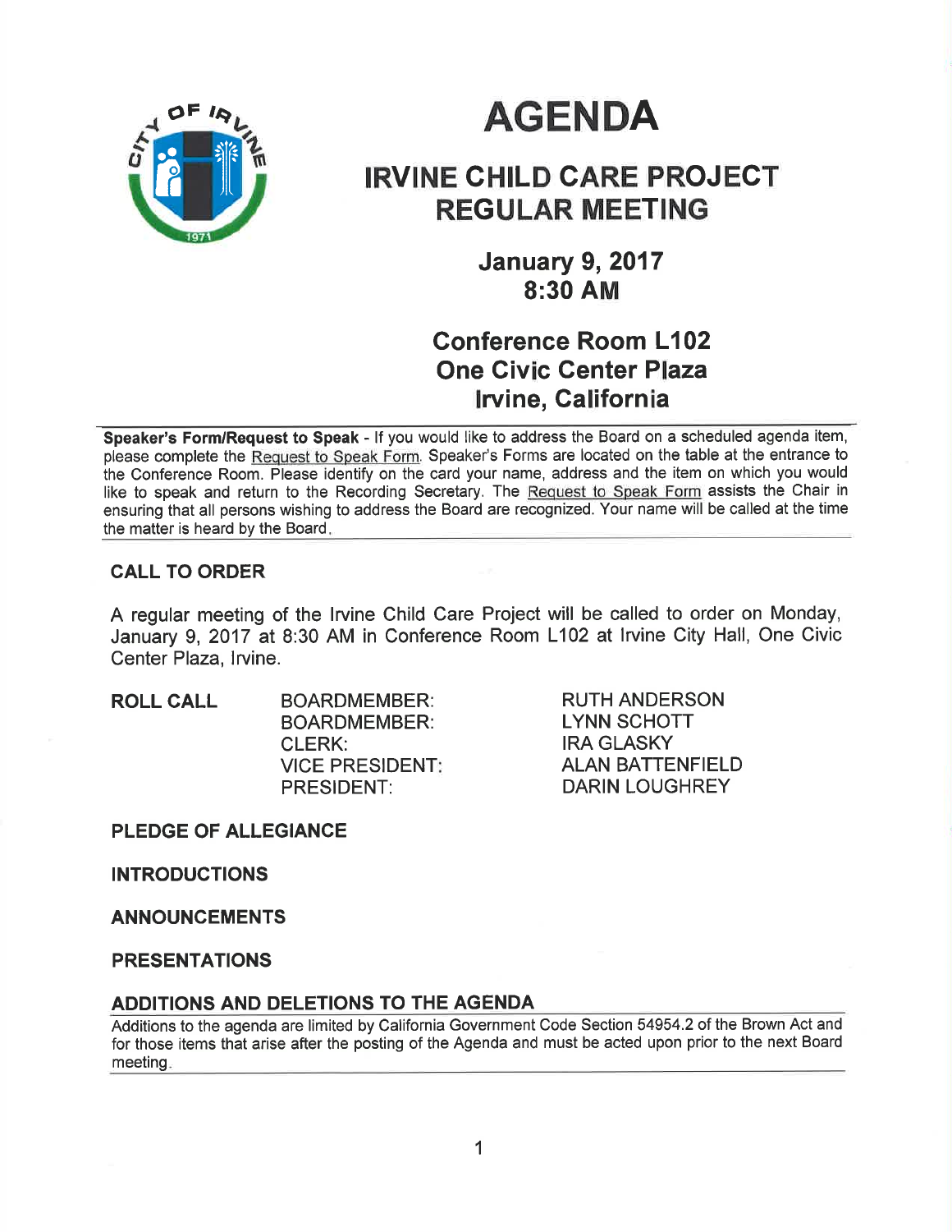# AGENDA

## IRVINE CHILD CARE PROJECT REGULAR MEETING

### January 9, 2017
### 8:30 AM

### Conference Room L102
### One Civic Center Plaza
### Irvine, California

**Speaker's Form/Request to Speak** - If you would like to address the Board on a scheduled agenda item, please complete the Request to Speak Form. Speaker's Forms are located on the table at the entrance to the Conference Room. Please identify on the card your name, address and the item on which you would like to speak and return to the Recording Secretary. The Request to Speak Form assists the Chair in ensuring that all persons wishing to address the Board are recognized. Your name will be called at the time the matter is heard by the Board.

**CALL TO ORDER**

A regular meeting of the Irvine Child Care Project will be called to order on Monday, January 9, 2017 at 8:30 AM in Conference Room L102 at Irvine City Hall, One Civic Center Plaza, Irvine.

| **ROLL CALL** | BOARDMEMBER: | RUTH ANDERSON |
|---|---|---|
| | BOARDMEMBER: | LYNN SCHOTT |
| | CLERK: | IRA GLASKY |
| | VICE PRESIDENT: | ALAN BATTENFIELD |
| | PRESIDENT: | DARIN LOUGHREY |

**PLEDGE OF ALLEGIANCE**

**INTRODUCTIONS**

**ANNOUNCEMENTS**

**PRESENTATIONS**

**ADDITIONS AND DELETIONS TO THE AGENDA**

Additions to the agenda are limited by California Government Code Section 54954.2 of the Brown Act and for those items that arise after the posting of the Agenda and must be acted upon prior to the next Board meeting.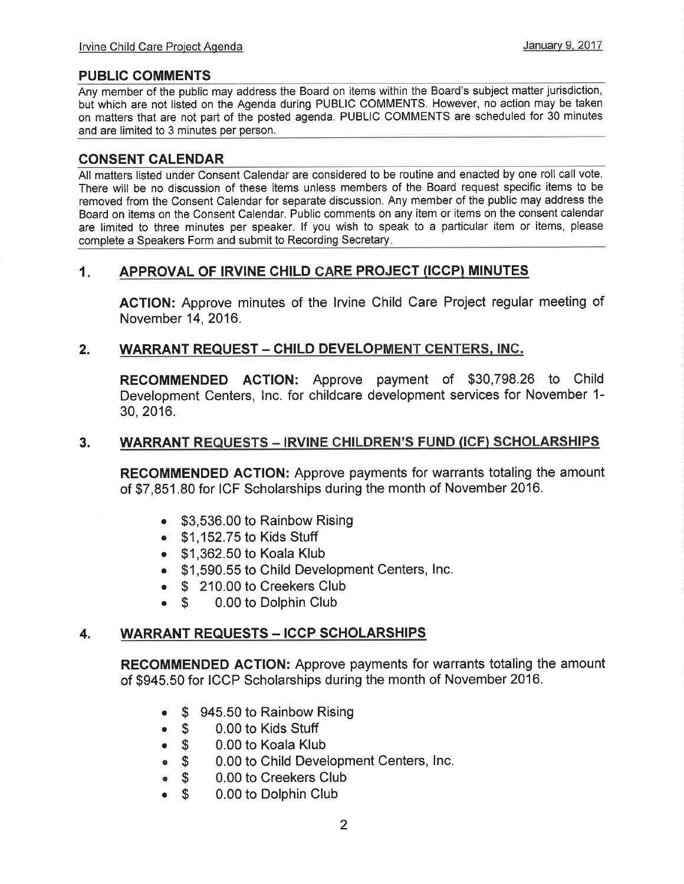## PUBLIC COMMENTS

Any member of the public may address the Board on items within the Board's subject matter jurisdiction, but which are not listed on the Agenda during PUBLIC COMMENTS. However, no action may be taken on matters that are not part of the posted agenda. PUBLIC COMMENTS are scheduled for 30 minutes and are limited to 3 minutes per person.

## CONSENT CALENDAR

All matters listed under Consent Calendar are considered to be routine and enacted by one roll call vote. There will be no discussion of these items unless members of the Board request specific items to be removed from the Consent Calendar for separate discussion. Any member of the public may address the Board on items on the Consent Calendar. Public comments on any item or items on the consent calendar are limited to three minutes per speaker. If you wish to speak to a particular item or items, please complete a Speakers Form and submit to Recording Secretary.

### 1. APPROVAL OF IRVINE CHILD CARE PROJECT (ICCP) MINUTES

**ACTION:** Approve minutes of the Irvine Child Care Project regular meeting of November 14, 2016.

### 2. WARRANT REQUEST – CHILD DEVELOPMENT CENTERS, INC.

**RECOMMENDED ACTION:** Approve payment of $30,798.26 to Child Development Centers, Inc. for childcare development services for November 1-30, 2016.

### 3. WARRANT REQUESTS – IRVINE CHILDREN'S FUND (ICF) SCHOLARSHIPS

**RECOMMENDED ACTION:** Approve payments for warrants totaling the amount of $7,851.80 for ICF Scholarships during the month of November 2016.

- $3,536.00 to Rainbow Rising
- $1,152.75 to Kids Stuff
- $1,362.50 to Koala Klub
- $1,590.55 to Child Development Centers, Inc.
- $ 210.00 to Creekers Club
- $ 0.00 to Dolphin Club

### 4. WARRANT REQUESTS – ICCP SCHOLARSHIPS

**RECOMMENDED ACTION:** Approve payments for warrants totaling the amount of $945.50 for ICCP Scholarships during the month of November 2016.

- $ 945.50 to Rainbow Rising
- $ 0.00 to Kids Stuff
- $ 0.00 to Koala Klub
- $ 0.00 to Child Development Centers, Inc.
- $ 0.00 to Creekers Club
- $ 0.00 to Dolphin Club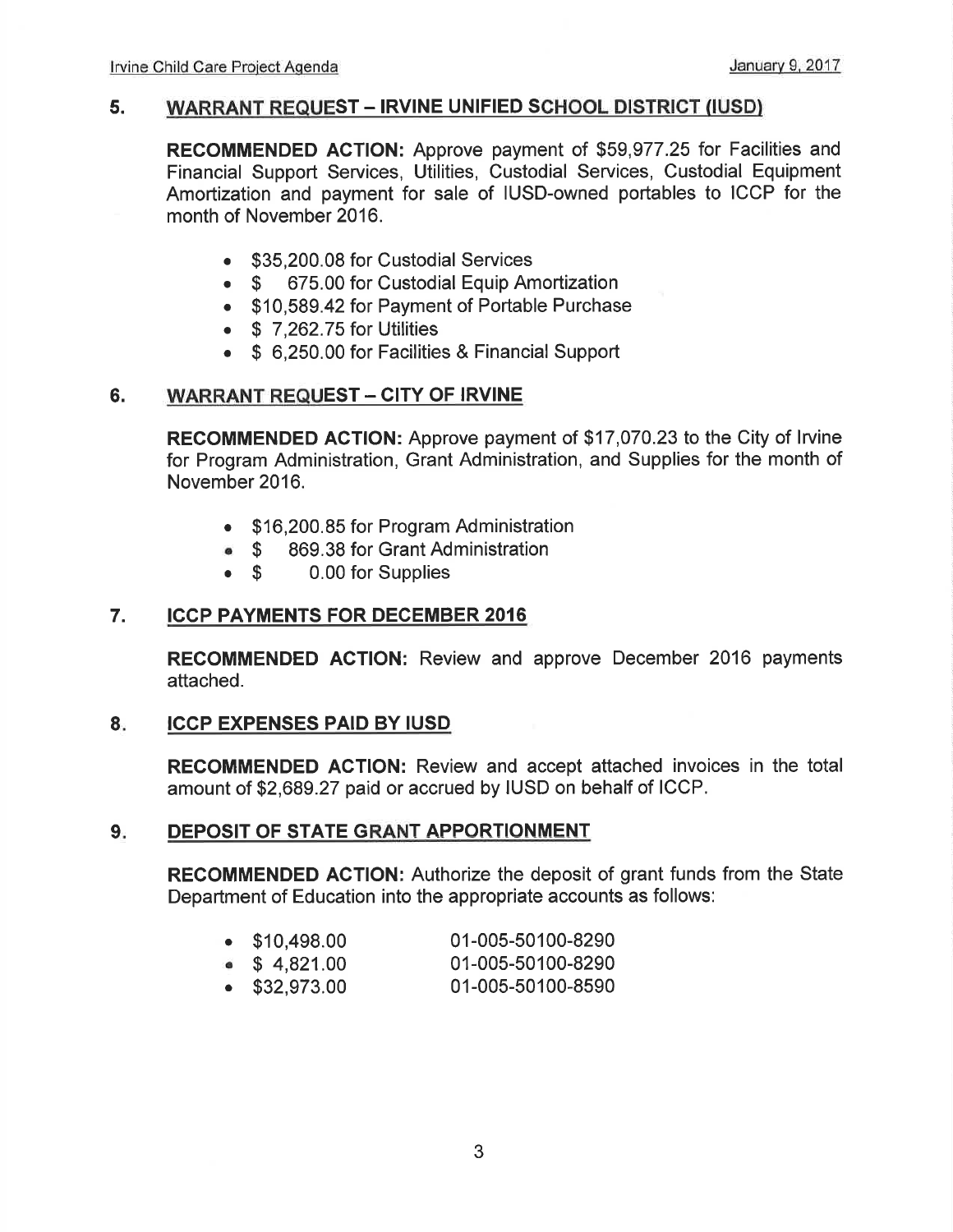## 5. WARRANT REQUEST – IRVINE UNIFIED SCHOOL DISTRICT (IUSD)

**RECOMMENDED ACTION:** Approve payment of $59,977.25 for Facilities and Financial Support Services, Utilities, Custodial Services, Custodial Equipment Amortization and payment for sale of IUSD-owned portables to ICCP for the month of November 2016.

- $35,200.08 for Custodial Services
- $ 675.00 for Custodial Equip Amortization
- $10,589.42 for Payment of Portable Purchase
- $ 7,262.75 for Utilities
- $ 6,250.00 for Facilities & Financial Support

## 6. WARRANT REQUEST – CITY OF IRVINE

**RECOMMENDED ACTION:** Approve payment of $17,070.23 to the City of Irvine for Program Administration, Grant Administration, and Supplies for the month of November 2016.

- $16,200.85 for Program Administration
- $ 869.38 for Grant Administration
- $ 0.00 for Supplies

## 7. ICCP PAYMENTS FOR DECEMBER 2016

**RECOMMENDED ACTION:** Review and approve December 2016 payments attached.

## 8. ICCP EXPENSES PAID BY IUSD

**RECOMMENDED ACTION:** Review and accept attached invoices in the total amount of $2,689.27 paid or accrued by IUSD on behalf of ICCP.

## 9. DEPOSIT OF STATE GRANT APPORTIONMENT

**RECOMMENDED ACTION:** Authorize the deposit of grant funds from the State Department of Education into the appropriate accounts as follows:

- $10,498.00 01-005-50100-8290
- $ 4,821.00 01-005-50100-8290
- $32,973.00 01-005-50100-8590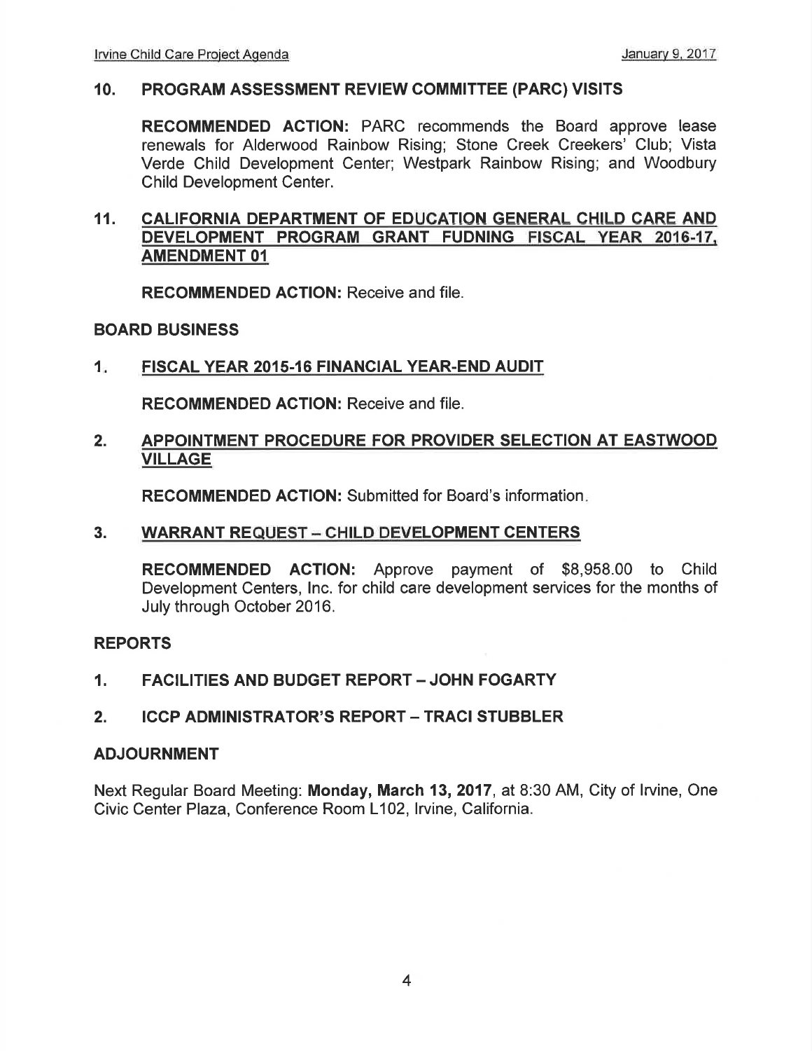## 10. PROGRAM ASSESSMENT REVIEW COMMITTEE (PARC) VISITS

**RECOMMENDED ACTION:** PARC recommends the Board approve lease renewals for Alderwood Rainbow Rising; Stone Creek Creekers' Club; Vista Verde Child Development Center; Westpark Rainbow Rising; and Woodbury Child Development Center.

## 11. CALIFORNIA DEPARTMENT OF EDUCATION GENERAL CHILD CARE AND DEVELOPMENT PROGRAM GRANT FUDNING FISCAL YEAR 2016-17, AMENDMENT 01

**RECOMMENDED ACTION:** Receive and file.

## BOARD BUSINESS

### 1. FISCAL YEAR 2015-16 FINANCIAL YEAR-END AUDIT

**RECOMMENDED ACTION:** Receive and file.

### 2. APPOINTMENT PROCEDURE FOR PROVIDER SELECTION AT EASTWOOD VILLAGE

**RECOMMENDED ACTION:** Submitted for Board's information.

### 3. WARRANT REQUEST – CHILD DEVELOPMENT CENTERS

**RECOMMENDED ACTION:** Approve payment of $8,958.00 to Child Development Centers, Inc. for child care development services for the months of July through October 2016.

## REPORTS

### 1. FACILITIES AND BUDGET REPORT – JOHN FOGARTY

### 2. ICCP ADMINISTRATOR'S REPORT – TRACI STUBBLER

## ADJOURNMENT

Next Regular Board Meeting: **Monday, March 13, 2017**, at 8:30 AM, City of Irvine, One Civic Center Plaza, Conference Room L102, Irvine, California.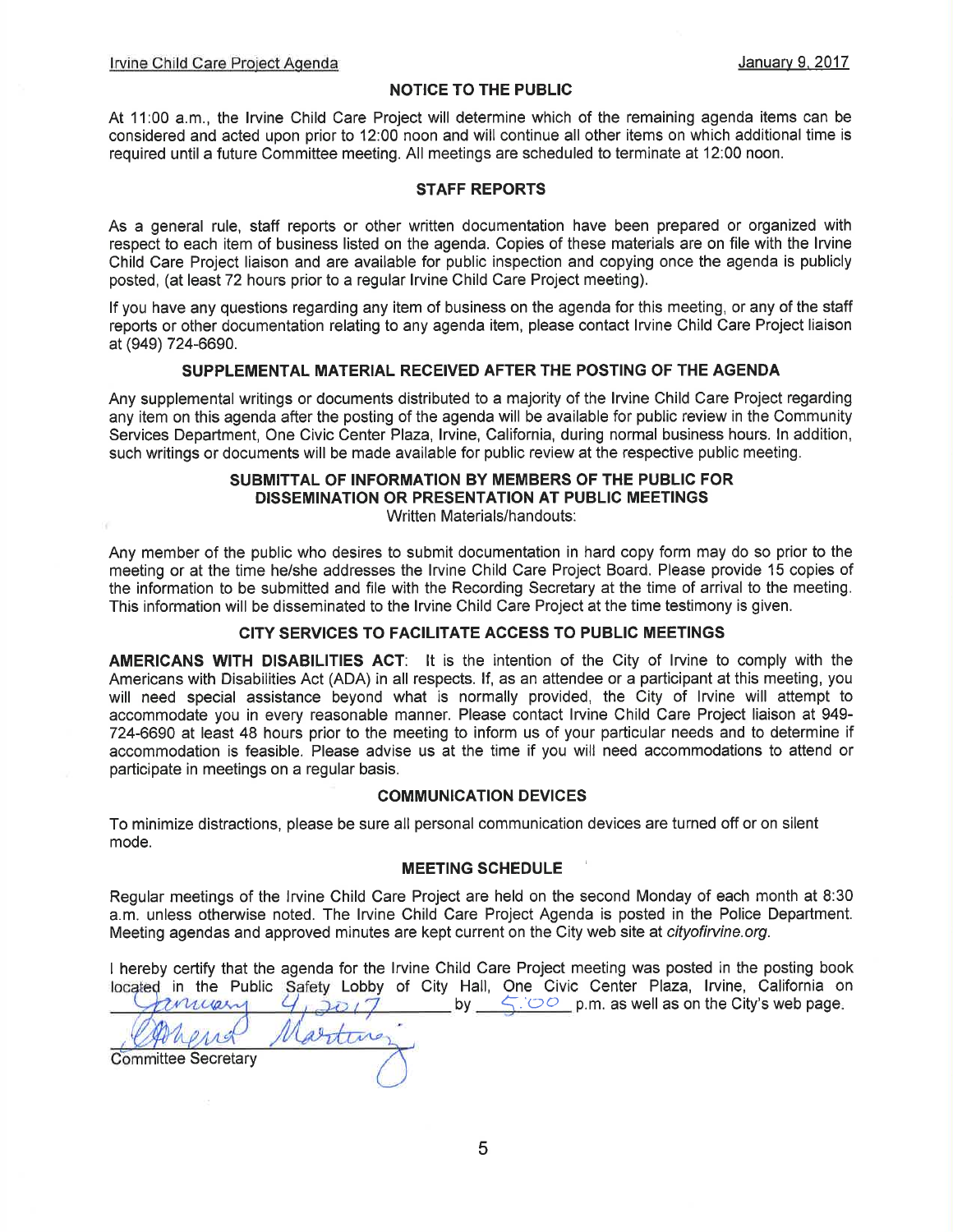## NOTICE TO THE PUBLIC

At 11:00 a.m., the Irvine Child Care Project will determine which of the remaining agenda items can be considered and acted upon prior to 12:00 noon and will continue all other items on which additional time is required until a future Committee meeting. All meetings are scheduled to terminate at 12:00 noon.

## STAFF REPORTS

As a general rule, staff reports or other written documentation have been prepared or organized with respect to each item of business listed on the agenda. Copies of these materials are on file with the Irvine Child Care Project liaison and are available for public inspection and copying once the agenda is publicly posted, (at least 72 hours prior to a regular Irvine Child Care Project meeting).

If you have any questions regarding any item of business on the agenda for this meeting, or any of the staff reports or other documentation relating to any agenda item, please contact Irvine Child Care Project liaison at (949) 724-6690.

## SUPPLEMENTAL MATERIAL RECEIVED AFTER THE POSTING OF THE AGENDA

Any supplemental writings or documents distributed to a majority of the Irvine Child Care Project regarding any item on this agenda after the posting of the agenda will be available for public review in the Community Services Department, One Civic Center Plaza, Irvine, California, during normal business hours. In addition, such writings or documents will be made available for public review at the respective public meeting.

## SUBMITTAL OF INFORMATION BY MEMBERS OF THE PUBLIC FOR DISSEMINATION OR PRESENTATION AT PUBLIC MEETINGS

Written Materials/handouts:

Any member of the public who desires to submit documentation in hard copy form may do so prior to the meeting or at the time he/she addresses the Irvine Child Care Project Board. Please provide 15 copies of the information to be submitted and file with the Recording Secretary at the time of arrival to the meeting. This information will be disseminated to the Irvine Child Care Project at the time testimony is given.

## CITY SERVICES TO FACILITATE ACCESS TO PUBLIC MEETINGS

**AMERICANS WITH DISABILITIES ACT**: It is the intention of the City of Irvine to comply with the Americans with Disabilities Act (ADA) in all respects. If, as an attendee or a participant at this meeting, you will need special assistance beyond what is normally provided, the City of Irvine will attempt to accommodate you in every reasonable manner. Please contact Irvine Child Care Project liaison at 949-724-6690 at least 48 hours prior to the meeting to inform us of your particular needs and to determine if accommodation is feasible. Please advise us at the time if you will need accommodations to attend or participate in meetings on a regular basis.

## COMMUNICATION DEVICES

To minimize distractions, please be sure all personal communication devices are turned off or on silent mode.

## MEETING SCHEDULE

Regular meetings of the Irvine Child Care Project are held on the second Monday of each month at 8:30 a.m. unless otherwise noted. The Irvine Child Care Project Agenda is posted in the Police Department. Meeting agendas and approved minutes are kept current on the City web site at *cityofirvine.org*.

I hereby certify that the agenda for the Irvine Child Care Project meeting was posted in the posting book located in the Public Safety Lobby of City Hall, One Civic Center Plaza, Irvine, California on January 4, 2017 by 5:00 p.m. as well as on the City's web page.

Carmen Martinez

Committee Secretary